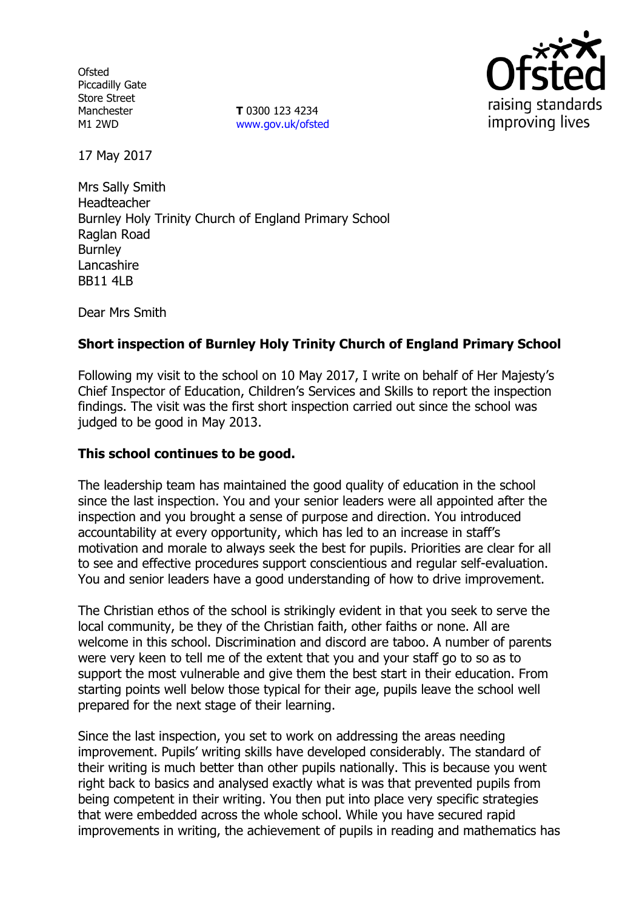Ofsted
Piccadilly Gate
Store Street
Manchester
M1 2WD

**T** 0300 123 4234
www.gov.uk/ofsted

17 May 2017

Mrs Sally Smith
Headteacher
Burnley Holy Trinity Church of England Primary School
Raglan Road
Burnley
Lancashire
BB11 4LB

Dear Mrs Smith

**Short inspection of Burnley Holy Trinity Church of England Primary School**

Following my visit to the school on 10 May 2017, I write on behalf of Her Majesty's Chief Inspector of Education, Children's Services and Skills to report the inspection findings. The visit was the first short inspection carried out since the school was judged to be good in May 2013.

**This school continues to be good.**

The leadership team has maintained the good quality of education in the school since the last inspection. You and your senior leaders were all appointed after the inspection and you brought a sense of purpose and direction. You introduced accountability at every opportunity, which has led to an increase in staff's motivation and morale to always seek the best for pupils. Priorities are clear for all to see and effective procedures support conscientious and regular self-evaluation. You and senior leaders have a good understanding of how to drive improvement.

The Christian ethos of the school is strikingly evident in that you seek to serve the local community, be they of the Christian faith, other faiths or none. All are welcome in this school. Discrimination and discord are taboo. A number of parents were very keen to tell me of the extent that you and your staff go to so as to support the most vulnerable and give them the best start in their education. From starting points well below those typical for their age, pupils leave the school well prepared for the next stage of their learning.

Since the last inspection, you set to work on addressing the areas needing improvement. Pupils' writing skills have developed considerably. The standard of their writing is much better than other pupils nationally. This is because you went right back to basics and analysed exactly what is was that prevented pupils from being competent in their writing. You then put into place very specific strategies that were embedded across the whole school. While you have secured rapid improvements in writing, the achievement of pupils in reading and mathematics has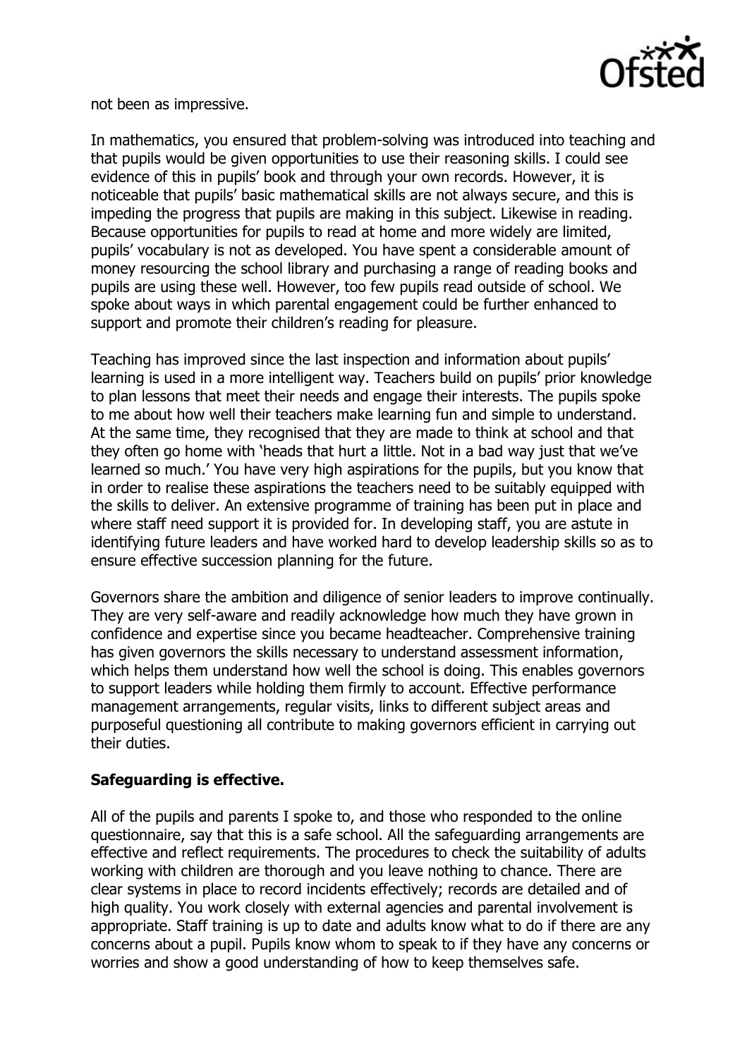not been as impressive.

In mathematics, you ensured that problem-solving was introduced into teaching and that pupils would be given opportunities to use their reasoning skills. I could see evidence of this in pupils' book and through your own records. However, it is noticeable that pupils' basic mathematical skills are not always secure, and this is impeding the progress that pupils are making in this subject. Likewise in reading. Because opportunities for pupils to read at home and more widely are limited, pupils' vocabulary is not as developed. You have spent a considerable amount of money resourcing the school library and purchasing a range of reading books and pupils are using these well. However, too few pupils read outside of school. We spoke about ways in which parental engagement could be further enhanced to support and promote their children's reading for pleasure.

Teaching has improved since the last inspection and information about pupils' learning is used in a more intelligent way. Teachers build on pupils' prior knowledge to plan lessons that meet their needs and engage their interests. The pupils spoke to me about how well their teachers make learning fun and simple to understand. At the same time, they recognised that they are made to think at school and that they often go home with 'heads that hurt a little. Not in a bad way just that we've learned so much.' You have very high aspirations for the pupils, but you know that in order to realise these aspirations the teachers need to be suitably equipped with the skills to deliver. An extensive programme of training has been put in place and where staff need support it is provided for. In developing staff, you are astute in identifying future leaders and have worked hard to develop leadership skills so as to ensure effective succession planning for the future.

Governors share the ambition and diligence of senior leaders to improve continually. They are very self-aware and readily acknowledge how much they have grown in confidence and expertise since you became headteacher. Comprehensive training has given governors the skills necessary to understand assessment information, which helps them understand how well the school is doing. This enables governors to support leaders while holding them firmly to account. Effective performance management arrangements, regular visits, links to different subject areas and purposeful questioning all contribute to making governors efficient in carrying out their duties.

**Safeguarding is effective.**

All of the pupils and parents I spoke to, and those who responded to the online questionnaire, say that this is a safe school. All the safeguarding arrangements are effective and reflect requirements. The procedures to check the suitability of adults working with children are thorough and you leave nothing to chance. There are clear systems in place to record incidents effectively; records are detailed and of high quality. You work closely with external agencies and parental involvement is appropriate. Staff training is up to date and adults know what to do if there are any concerns about a pupil. Pupils know whom to speak to if they have any concerns or worries and show a good understanding of how to keep themselves safe.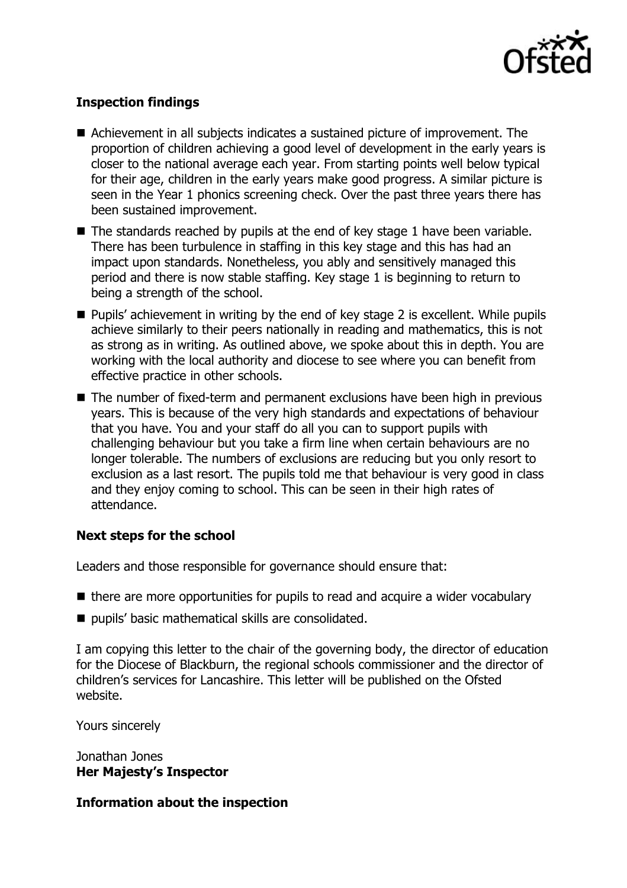## Inspection findings

- Achievement in all subjects indicates a sustained picture of improvement. The proportion of children achieving a good level of development in the early years is closer to the national average each year. From starting points well below typical for their age, children in the early years make good progress. A similar picture is seen in the Year 1 phonics screening check. Over the past three years there has been sustained improvement.
- The standards reached by pupils at the end of key stage 1 have been variable. There has been turbulence in staffing in this key stage and this has had an impact upon standards. Nonetheless, you ably and sensitively managed this period and there is now stable staffing. Key stage 1 is beginning to return to being a strength of the school.
- Pupils' achievement in writing by the end of key stage 2 is excellent. While pupils achieve similarly to their peers nationally in reading and mathematics, this is not as strong as in writing. As outlined above, we spoke about this in depth. You are working with the local authority and diocese to see where you can benefit from effective practice in other schools.
- The number of fixed-term and permanent exclusions have been high in previous years. This is because of the very high standards and expectations of behaviour that you have. You and your staff do all you can to support pupils with challenging behaviour but you take a firm line when certain behaviours are no longer tolerable. The numbers of exclusions are reducing but you only resort to exclusion as a last resort. The pupils told me that behaviour is very good in class and they enjoy coming to school. This can be seen in their high rates of attendance.

## Next steps for the school

Leaders and those responsible for governance should ensure that:

- there are more opportunities for pupils to read and acquire a wider vocabulary
- pupils' basic mathematical skills are consolidated.

I am copying this letter to the chair of the governing body, the director of education for the Diocese of Blackburn, the regional schools commissioner and the director of children's services for Lancashire. This letter will be published on the Ofsted website.

Yours sincerely

Jonathan Jones
**Her Majesty's Inspector**

## Information about the inspection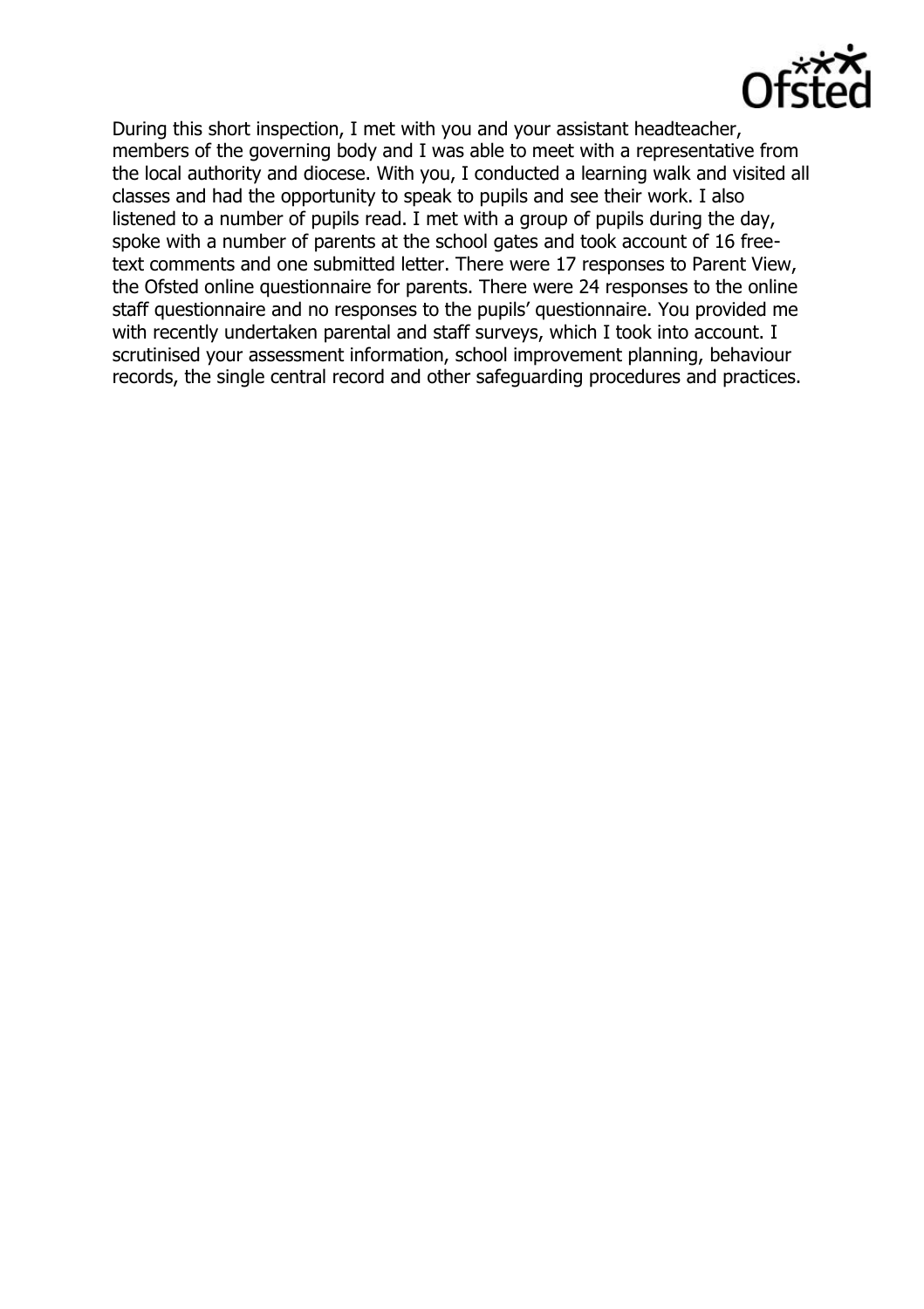During this short inspection, I met with you and your assistant headteacher, members of the governing body and I was able to meet with a representative from the local authority and diocese. With you, I conducted a learning walk and visited all classes and had the opportunity to speak to pupils and see their work. I also listened to a number of pupils read. I met with a group of pupils during the day, spoke with a number of parents at the school gates and took account of 16 free-text comments and one submitted letter. There were 17 responses to Parent View, the Ofsted online questionnaire for parents. There were 24 responses to the online staff questionnaire and no responses to the pupils' questionnaire. You provided me with recently undertaken parental and staff surveys, which I took into account. I scrutinised your assessment information, school improvement planning, behaviour records, the single central record and other safeguarding procedures and practices.